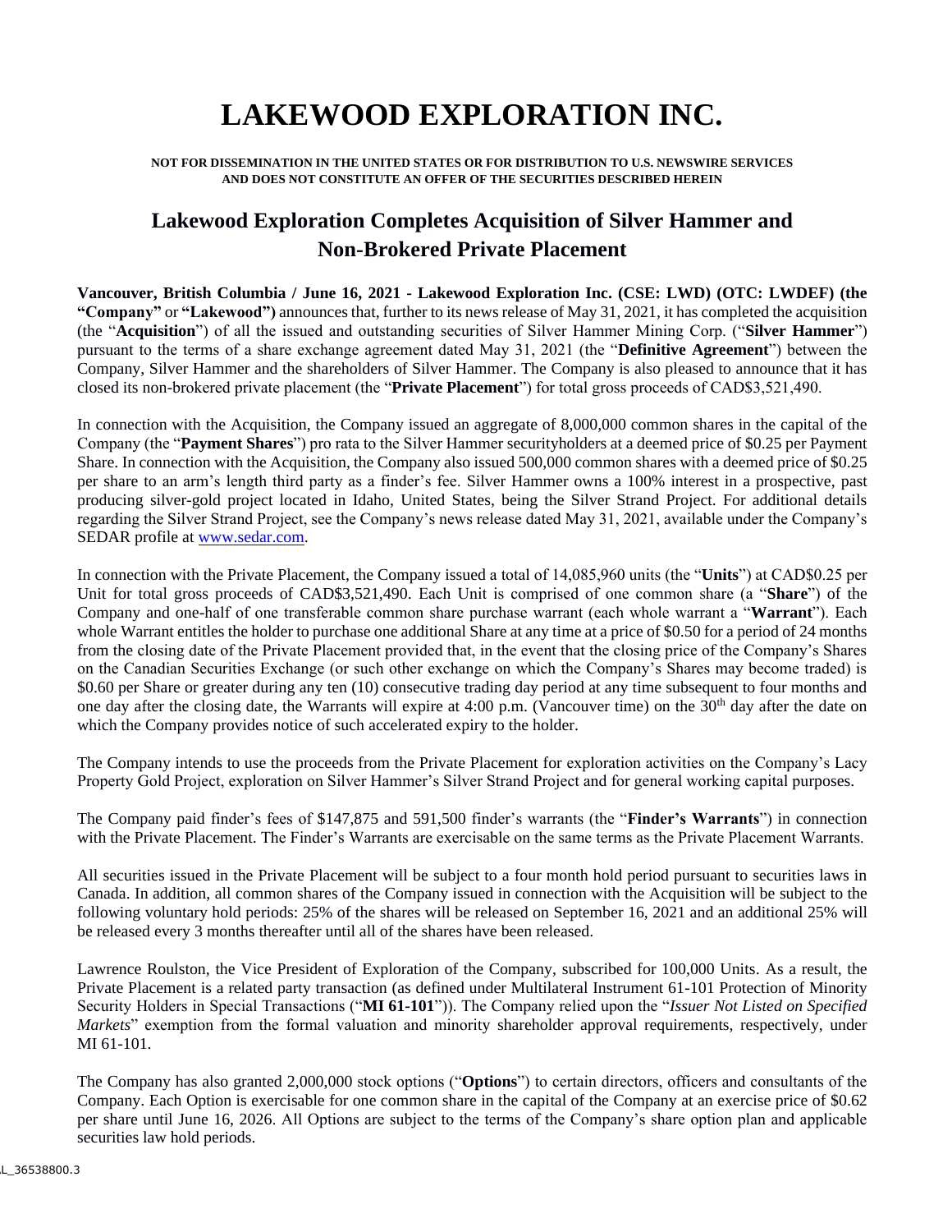# LAKEWOOD EXPLORATION INC.

**NOT FOR DISSEMINATION IN THE UNITED STATES OR FOR DISTRIBUTION TO U.S. NEWSWIRE SERVICES AND DOES NOT CONSTITUTE AN OFFER OF THE SECURITIES DESCRIBED HEREIN**

## Lakewood Exploration Completes Acquisition of Silver Hammer and Non-Brokered Private Placement

**Vancouver, British Columbia / June 16, 2021 - Lakewood Exploration Inc. (CSE: LWD) (OTC: LWDEF) (the "Company"** or **"Lakewood")** announces that, further to its news release of May 31, 2021, it has completed the acquisition (the "**Acquisition**") of all the issued and outstanding securities of Silver Hammer Mining Corp. ("**Silver Hammer**") pursuant to the terms of a share exchange agreement dated May 31, 2021 (the "**Definitive Agreement**") between the Company, Silver Hammer and the shareholders of Silver Hammer. The Company is also pleased to announce that it has closed its non-brokered private placement (the "**Private Placement**") for total gross proceeds of CAD$3,521,490.

In connection with the Acquisition, the Company issued an aggregate of 8,000,000 common shares in the capital of the Company (the "**Payment Shares**") pro rata to the Silver Hammer securityholders at a deemed price of $0.25 per Payment Share. In connection with the Acquisition, the Company also issued 500,000 common shares with a deemed price of $0.25 per share to an arm's length third party as a finder's fee. Silver Hammer owns a 100% interest in a prospective, past producing silver-gold project located in Idaho, United States, being the Silver Strand Project. For additional details regarding the Silver Strand Project, see the Company's news release dated May 31, 2021, available under the Company's SEDAR profile at www.sedar.com.

In connection with the Private Placement, the Company issued a total of 14,085,960 units (the "**Units**") at CAD$0.25 per Unit for total gross proceeds of CAD$3,521,490. Each Unit is comprised of one common share (a "**Share**") of the Company and one-half of one transferable common share purchase warrant (each whole warrant a "**Warrant**"). Each whole Warrant entitles the holder to purchase one additional Share at any time at a price of $0.50 for a period of 24 months from the closing date of the Private Placement provided that, in the event that the closing price of the Company's Shares on the Canadian Securities Exchange (or such other exchange on which the Company's Shares may become traded) is $0.60 per Share or greater during any ten (10) consecutive trading day period at any time subsequent to four months and one day after the closing date, the Warrants will expire at 4:00 p.m. (Vancouver time) on the 30th day after the date on which the Company provides notice of such accelerated expiry to the holder.

The Company intends to use the proceeds from the Private Placement for exploration activities on the Company's Lacy Property Gold Project, exploration on Silver Hammer's Silver Strand Project and for general working capital purposes.

The Company paid finder's fees of $147,875 and 591,500 finder's warrants (the "**Finder's Warrants**") in connection with the Private Placement. The Finder's Warrants are exercisable on the same terms as the Private Placement Warrants.

All securities issued in the Private Placement will be subject to a four month hold period pursuant to securities laws in Canada. In addition, all common shares of the Company issued in connection with the Acquisition will be subject to the following voluntary hold periods: 25% of the shares will be released on September 16, 2021 and an additional 25% will be released every 3 months thereafter until all of the shares have been released.

Lawrence Roulston, the Vice President of Exploration of the Company, subscribed for 100,000 Units. As a result, the Private Placement is a related party transaction (as defined under Multilateral Instrument 61-101 Protection of Minority Security Holders in Special Transactions ("**MI 61-101**")). The Company relied upon the "*Issuer Not Listed on Specified Markets*" exemption from the formal valuation and minority shareholder approval requirements, respectively, under MI 61-101.

The Company has also granted 2,000,000 stock options ("**Options**") to certain directors, officers and consultants of the Company. Each Option is exercisable for one common share in the capital of the Company at an exercise price of $0.62 per share until June 16, 2026. All Options are subject to the terms of the Company's share option plan and applicable securities law hold periods.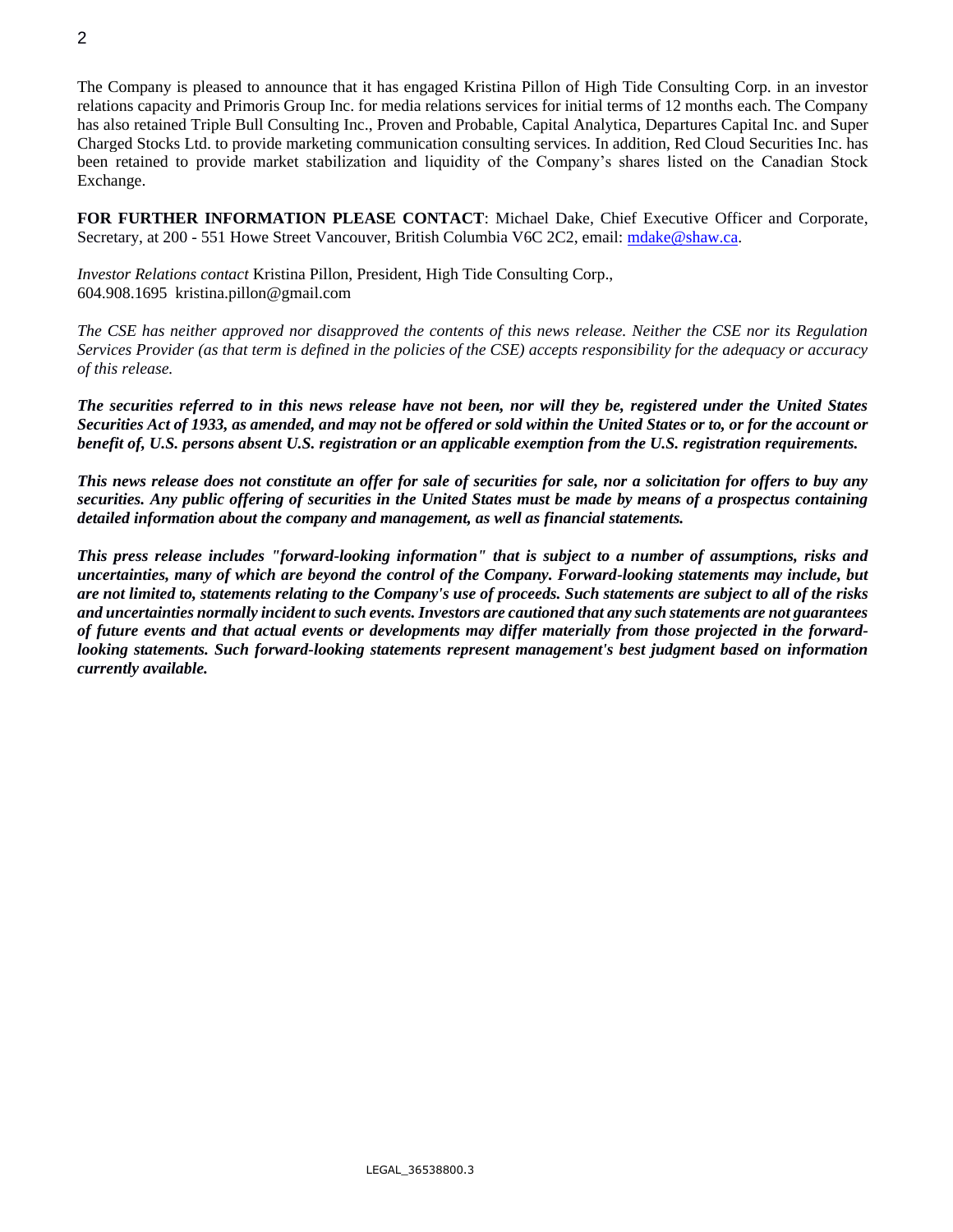The Company is pleased to announce that it has engaged Kristina Pillon of High Tide Consulting Corp. in an investor relations capacity and Primoris Group Inc. for media relations services for initial terms of 12 months each. The Company has also retained Triple Bull Consulting Inc., Proven and Probable, Capital Analytica, Departures Capital Inc. and Super Charged Stocks Ltd. to provide marketing communication consulting services. In addition, Red Cloud Securities Inc. has been retained to provide market stabilization and liquidity of the Company's shares listed on the Canadian Stock Exchange.

**FOR FURTHER INFORMATION PLEASE CONTACT**: Michael Dake, Chief Executive Officer and Corporate, Secretary, at 200 - 551 Howe Street Vancouver, British Columbia V6C 2C2, email: mdake@shaw.ca.

*Investor Relations contact* Kristina Pillon, President, High Tide Consulting Corp., 604.908.1695 kristina.pillon@gmail.com

*The CSE has neither approved nor disapproved the contents of this news release. Neither the CSE nor its Regulation Services Provider (as that term is defined in the policies of the CSE) accepts responsibility for the adequacy or accuracy of this release.*

***The securities referred to in this news release have not been, nor will they be, registered under the United States Securities Act of 1933, as amended, and may not be offered or sold within the United States or to, or for the account or benefit of, U.S. persons absent U.S. registration or an applicable exemption from the U.S. registration requirements.***

***This news release does not constitute an offer for sale of securities for sale, nor a solicitation for offers to buy any securities. Any public offering of securities in the United States must be made by means of a prospectus containing detailed information about the company and management, as well as financial statements.***

***This press release includes "forward-looking information" that is subject to a number of assumptions, risks and uncertainties, many of which are beyond the control of the Company. Forward-looking statements may include, but are not limited to, statements relating to the Company's use of proceeds. Such statements are subject to all of the risks and uncertainties normally incident to such events. Investors are cautioned that any such statements are not guarantees of future events and that actual events or developments may differ materially from those projected in the forward-looking statements. Such forward-looking statements represent management's best judgment based on information currently available.***

LEGAL_36538800.3